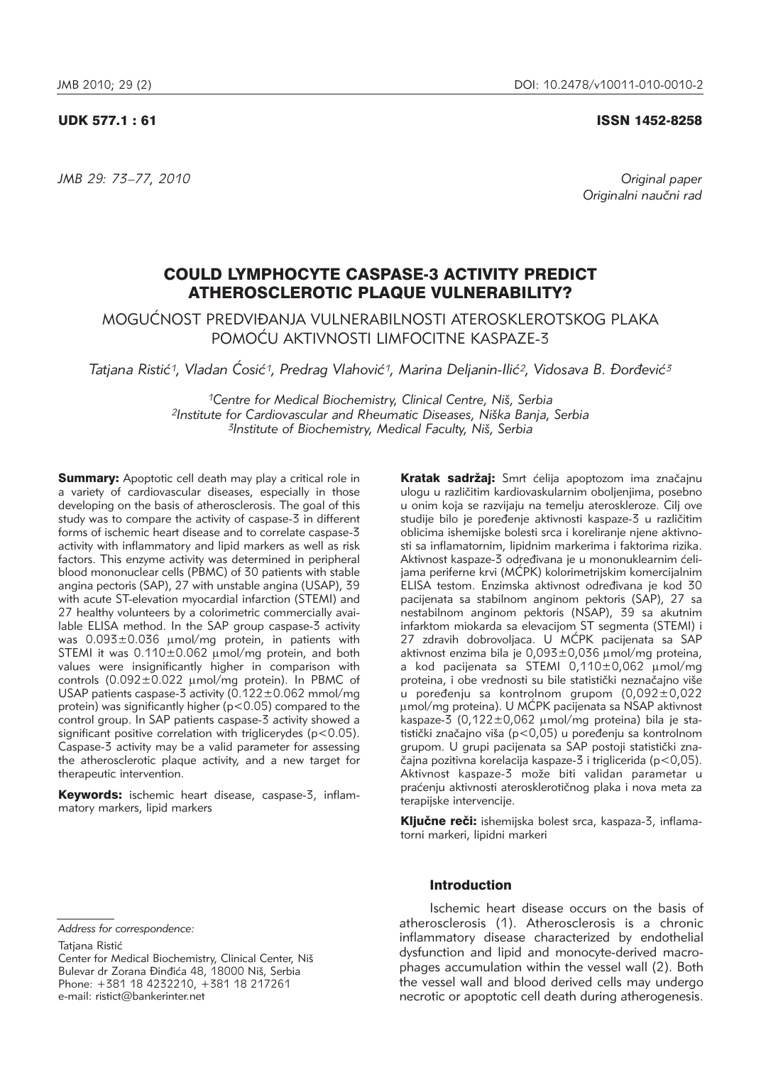UDK 577.1 : 61

ISSN 1452-8258

*Original paper*
*Originalni naučni rad*

# COULD LYMPHOCYTE CASPASE-3 ACTIVITY PREDICT ATHEROSCLEROTIC PLAQUE VULNERABILITY?

## MOGUĆNOST PREDVIĐANJA VULNERABILNOSTI ATEROSKLEROTSKOG PLAKA POMOĆU AKTIVNOSTI LIMFOCITNE KASPAZE-3

*Tatjana Ristić[1], Vladan Ćosić[1], Predrag Vlahović[1], Marina Deljanin-Ilić[2], Vidosava B. Đorđević[3]*

*[1]Centre for Medical Biochemistry, Clinical Centre, Niš, Serbia*
*[2]Institute for Cardiovascular and Rheumatic Diseases, Niška Banja, Serbia*
*[3]Institute of Biochemistry, Medical Faculty, Niš, Serbia*

**Summary:** Apoptotic cell death may play a critical role in a variety of cardiovascular diseases, especially in those developing on the basis of atherosclerosis. The goal of this study was to compare the activity of caspase-3 in different forms of ischemic heart disease and to correlate caspase-3 activity with inflammatory and lipid markers as well as risk factors. This enzyme activity was determined in peripheral blood mononuclear cells (PBMC) of 30 patients with stable angina pectoris (SAP), 27 with unstable angina (USAP), 39 with acute ST-elevation myocardial infarction (STEMI) and 27 healthy volunteers by a colorimetric commercially available ELISA method. In the SAP group caspase-3 activity was $0.093\pm0.036$ μmol/mg protein, in patients with STEMI it was $0.110\pm0.062$ μmol/mg protein, and both values were insignificantly higher in comparison with controls ($0.092\pm0.022$ μmol/mg protein). In PBMC of USAP patients caspase-3 activity ($0.122\pm0.062$ mmol/mg protein) was significantly higher ($p<0.05$) compared to the control group. In SAP patients caspase-3 activity showed a significant positive correlation with tricglicerydes ($p<0.05$). Caspase-3 activity may be a valid parameter for assessing the atherosclerotic plaque activity, and a new target for therapeutic intervention.

**Keywords:** ischemic heart disease, caspase-3, inflammatory markers, lipid markers

**Kratak sadržaj:** Smrt ćelija apoptozom ima značajnu ulogu u različitim kardiovaskularnim oboljenjima, posebno u onim koja se razvijaju na temelju ateroskleroze. Cilj ove studije bilo je poređenje aktivnosti kaspaze-3 u različitim oblicima ishemijske bolesti srca i koreliranje njene aktivnosti sa inflamatornim, lipidnim markerima i faktorima rizika. Aktivnost kaspaze-3 određivana je u mononuklearnim ćelijama periferne krvi (MĆPK) kolorimetrijskim komercijalnim ELISA testom. Enzimska aktivnost određivana je kod 30 pacijenata sa stabilnom anginom pektoris (SAP), 27 sa nestabilnom anginom pektoris (NSAP), 39 sa akutnim infarktom miokarda sa elevacijom ST segmenta (STEMI) i 27 zdravih dobrovoljaca. U MĆPK pacijenata sa SAP aktivnost enzima bila je $0{,}093\pm0{,}036$ μmol/mg proteina, a kod pacijenata sa STEMI $0{,}110\pm0{,}062$ μmol/mg proteina, i obe vrednosti su bile statistički neznačajno više u poređenju sa kontrolnom grupom ($0{,}092\pm0{,}022$ μmol/mg proteina). U MĆPK pacijenata sa NSAP aktivnost kaspaze-3 ($0{,}122\pm0{,}062$ μmol/mg proteina) bila je statistički značajno viša ($p<0{,}05$) u poređenju sa kontrolnom grupom. U grupi pacijenata sa SAP postoji statistički značajna pozitivna korelacija kaspaze-3 i triglicerida ($p<0{,}05$). Aktivnost kaspaze-3 može biti validan parametar u praćenju aktivnosti aterosklerotičnog plaka i nova meta za terapijske intervencije.

**Ključne reči:** ishemijska bolest srca, kaspaza-3, inflamatorni markeri, lipidni markeri

### Introduction

Ischemic heart disease occurs on the basis of atherosclerosis (1). Atherosclerosis is a chronic inflammatory disease characterized by endothelial dysfunction and lipid and monocyte-derived macrophages accumulation within the vessel wall (2). Both the vessel wall and blood derived cells may undergo necrotic or apoptotic cell death during atherogenesis.

*Address for correspondence:*

Tatjana Ristić
Center for Medical Biochemistry, Clinical Center, Niš
Bulevar dr Zorana Đinđića 48, 18000 Niš, Serbia
Phone: +381 18 4232210, +381 18 217261
e-mail: ristict@bankerinter.net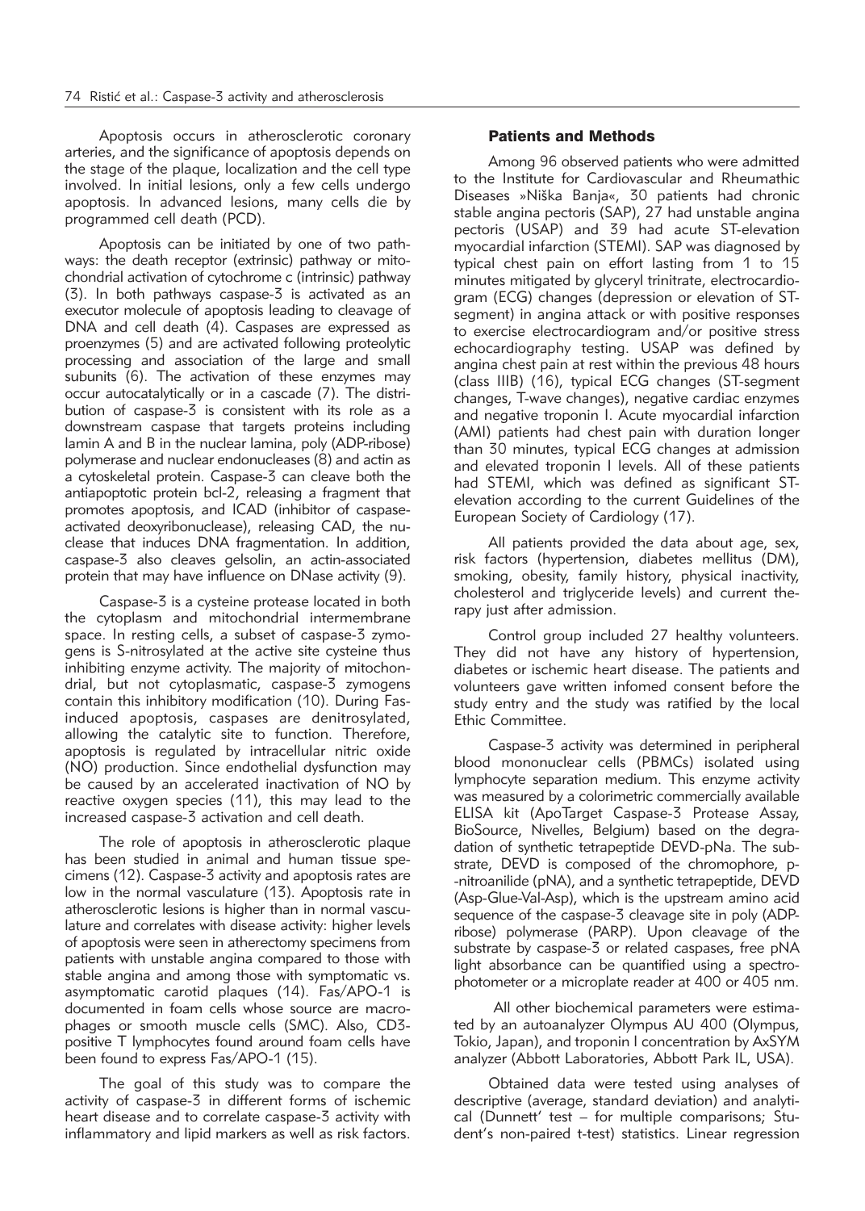Apoptosis occurs in atherosclerotic coronary arteries, and the significance of apoptosis depends on the stage of the plaque, localization and the cell type involved. In initial lesions, only a few cells undergo apoptosis. In advanced lesions, many cells die by programmed cell death (PCD).

Apoptosis can be initiated by one of two pathways: the death receptor (extrinsic) pathway or mitochondrial activation of cytochrome c (intrinsic) pathway (3). In both pathways caspase-3 is activated as an executor molecule of apoptosis leading to cleavage of DNA and cell death (4). Caspases are expressed as proenzymes (5) and are activated following proteolytic processing and association of the large and small subunits (6). The activation of these enzymes may occur autocatalytically or in a cascade (7). The distribution of caspase-3 is consistent with its role as a downstream caspase that targets proteins including lamin A and B in the nuclear lamina, poly (ADP-ribose) polymerase and nuclear endonucleases (8) and actin as a cytoskeletal protein. Caspase-3 can cleave both the antiapoptotic protein bcl-2, releasing a fragment that promotes apoptosis, and ICAD (inhibitor of caspase-activated deoxyribonuclease), releasing CAD, the nuclease that induces DNA fragmentation. In addition, caspase-3 also cleaves gelsolin, an actin-associated protein that may have influence on DNase activity (9).

Caspase-3 is a cysteine protease located in both the cytoplasm and mitochondrial intermembrane space. In resting cells, a subset of caspase-3 zymogens is S-nitrosylated at the active site cysteine thus inhibiting enzyme activity. The majority of mitochondrial, but not cytoplasmatic, caspase-3 zymogens contain this inhibitory modification (10). During Fas-induced apoptosis, caspases are denitrosylated, allowing the catalytic site to function. Therefore, apoptosis is regulated by intracellular nitric oxide (NO) production. Since endothelial dysfunction may be caused by an accelerated inactivation of NO by reactive oxygen species (11), this may lead to the increased caspase-3 activation and cell death.

The role of apoptosis in atherosclerotic plaque has been studied in animal and human tissue specimens (12). Caspase-3 activity and apoptosis rates are low in the normal vasculature (13). Apoptosis rate in atherosclerotic lesions is higher than in normal vasculature and correlates with disease activity: higher levels of apoptosis were seen in atherectomy specimens from patients with unstable angina compared to those with stable angina and among those with symptomatic vs. asymptomatic carotid plaques (14). Fas/APO-1 is documented in foam cells whose source are macrophages or smooth muscle cells (SMC). Also, CD3-positive T lymphocytes found around foam cells have been found to express Fas/APO-1 (15).

The goal of this study was to compare the activity of caspase-3 in different forms of ischemic heart disease and to correlate caspase-3 activity with inflammatory and lipid markers as well as risk factors.

## Patients and Methods

Among 96 observed patients who were admitted to the Institute for Cardiovascular and Rheumathic Diseases »Niška Banja«, 30 patients had chronic stable angina pectoris (SAP), 27 had unstable angina pectoris (USAP) and 39 had acute ST-elevation myocardial infarction (STEMI). SAP was diagnosed by typical chest pain on effort lasting from 1 to 15 minutes mitigated by glyceryl trinitrate, electrocardiogram (ECG) changes (depression or elevation of ST-segment) in angina attack or with positive responses to exercise electrocardiogram and/or positive stress echocardiography testing. USAP was defined by angina chest pain at rest within the previous 48 hours (class IIIB) (16), typical ECG changes (ST-segment changes, T-wave changes), negative cardiac enzymes and negative troponin I. Acute myocardial infarction (AMI) patients had chest pain with duration longer than 30 minutes, typical ECG changes at admission and elevated troponin I levels. All of these patients had STEMI, which was defined as significant ST-elevation according to the current Guidelines of the European Society of Cardiology (17).

All patients provided the data about age, sex, risk factors (hypertension, diabetes mellitus (DM), smoking, obesity, family history, physical inactivity, cholesterol and triglyceride levels) and current therapy just after admission.

Control group included 27 healthy volunteers. They did not have any history of hypertension, diabetes or ischemic heart disease. The patients and volunteers gave written infomed consent before the study entry and the study was ratified by the local Ethic Committee.

Caspase-3 activity was determined in peripheral blood mononuclear cells (PBMCs) isolated using lymphocyte separation medium. This enzyme activity was measured by a colorimetric commercially available ELISA kit (ApoTarget Caspase-3 Protease Assay, BioSource, Nivelles, Belgium) based on the degradation of synthetic tetrapeptide DEVD-pNa. The substrate, DEVD is composed of the chromophore, p-nitroanilide (pNA), and a synthetic tetrapeptide, DEVD (Asp-Glue-Val-Asp), which is the upstream amino acid sequence of the caspase-3 cleavage site in poly (ADP-ribose) polymerase (PARP). Upon cleavage of the substrate by caspase-3 or related caspases, free pNA light absorbance can be quantified using a spectrophotometer or a microplate reader at 400 or 405 nm.

All other biochemical parameters were estimated by an autoanalyzer Olympus AU 400 (Olympus, Tokio, Japan), and troponin I concentration by AxSYM analyzer (Abbott Laboratories, Abbott Park IL, USA).

Obtained data were tested using analyses of descriptive (average, standard deviation) and analytical (Dunnett' test – for multiple comparisons; Student's non-paired t-test) statistics. Linear regression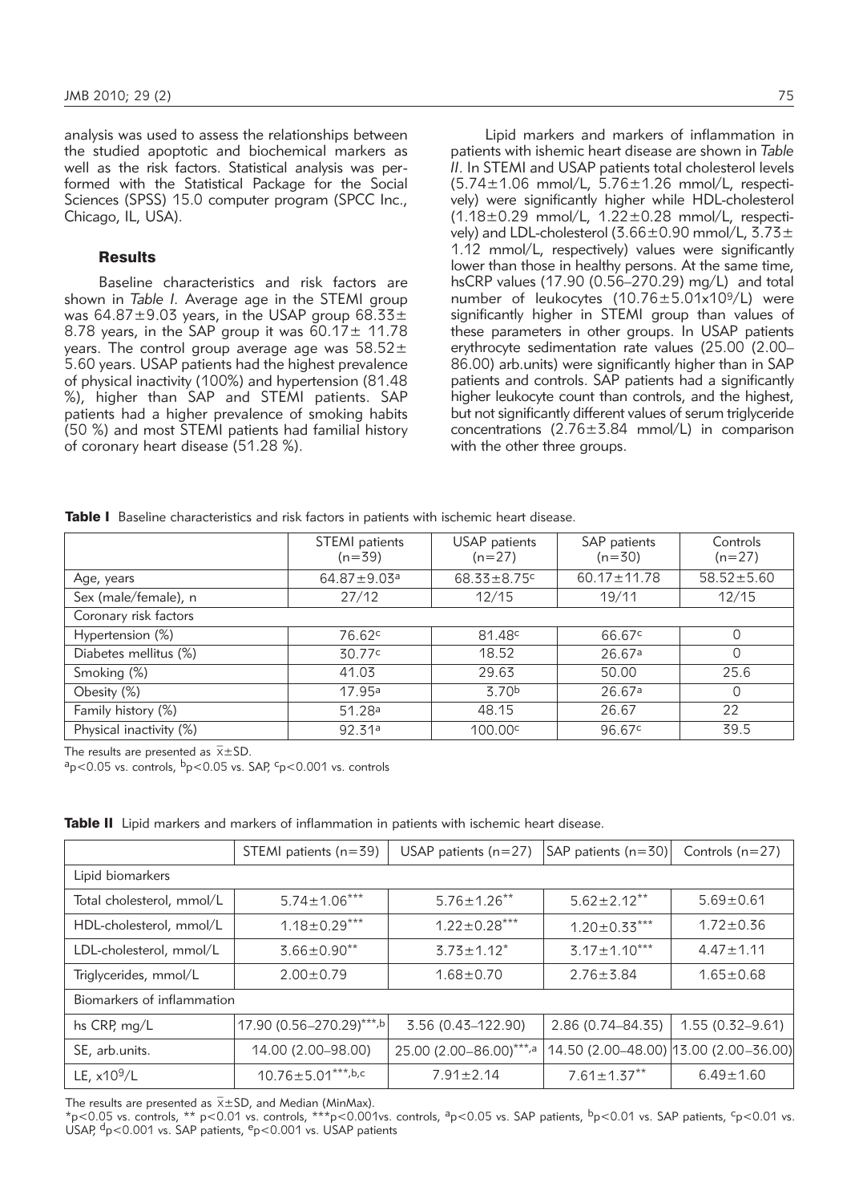analysis was used to assess the relationships between the studied apoptotic and biochemical markers as well as the risk factors. Statistical analysis was performed with the Statistical Package for the Social Sciences (SPSS) 15.0 computer program (SPCC Inc., Chicago, IL, USA).

## Results

Baseline characteristics and risk factors are shown in *Table I*. Average age in the STEMI group was 64.87±9.03 years, in the USAP group 68.33± 8.78 years, in the SAP group it was 60.17± 11.78 years. The control group average age was 58.52± 5.60 years. USAP patients had the highest prevalence of physical inactivity (100%) and hypertension (81.48 %), higher than SAP and STEMI patients. SAP patients had a higher prevalence of smoking habits (50 %) and most STEMI patients had familial history of coronary heart disease (51.28 %).

Lipid markers and markers of inflammation in patients with ishemic heart disease are shown in *Table II*. In STEMI and USAP patients total cholesterol levels (5.74±1.06 mmol/L, 5.76±1.26 mmol/L, respectively) were significantly higher while HDL-cholesterol (1.18±0.29 mmol/L, 1.22±0.28 mmol/L, respectively) and LDL-cholesterol (3.66±0.90 mmol/L, 3.73± 1.12 mmol/L, respectively) values were significantly lower than those in healthy persons. At the same time, hsCRP values (17.90 (0.56–270.29) mg/L) and total number of leukocytes (10.76±5.01x$10^9$/L) were significantly higher in STEMI group than values of these parameters in other groups. In USAP patients erythrocyte sedimentation rate values (25.00 (2.00–86.00) arb.units) were significantly higher than in SAP patients and controls. SAP patients had a significantly higher leukocyte count than controls, and the highest, but not significantly different values of serum triglyceride concentrations (2.76±3.84 mmol/L) in comparison with the other three groups.

**Table I** Baseline characteristics and risk factors in patients with ischemic heart disease.

| | STEMI patients (n=39) | USAP patients (n=27) | SAP patients (n=30) | Controls (n=27) |
|---|---|---|---|---|
| Age, years | 64.87±9.03[a] | 68.33±8.75[c] | 60.17±11.78 | 58.52±5.60 |
| Sex (male/female), n | 27/12 | 12/15 | 19/11 | 12/15 |
| Coronary risk factors | | | | |
| Hypertension (%) | 76.62[c] | 81.48[c] | 66.67[c] | 0 |
| Diabetes mellitus (%) | 30.77[c] | 18.52 | 26.67[a] | 0 |
| Smoking (%) | 41.03 | 29.63 | 50.00 | 25.6 |
| Obesity (%) | 17.95[a] | 3.70[b] | 26.67[a] | 0 |
| Family history (%) | 51.28[a] | 48.15 | 26.67 | 22 |
| Physical inactivity (%) | 92.31[a] | 100.00[c] | 96.67[c] | 39.5 |

The results are presented as $\bar{x}$±SD.
[a]p<0.05 vs. controls, [b]p<0.05 vs. SAP, [c]p<0.001 vs. controls

**Table II** Lipid markers and markers of inflammation in patients with ischemic heart disease.

| | STEMI patients (n=39) | USAP patients (n=27) | SAP patients (n=30) | Controls (n=27) |
|---|---|---|---|---|
| Lipid biomarkers | | | | |
| Total cholesterol, mmol/L | 5.74±1.06*** | 5.76±1.26** | 5.62±2.12** | 5.69±0.61 |
| HDL-cholesterol, mmol/L | 1.18±0.29*** | 1.22±0.28*** | 1.20±0.33*** | 1.72±0.36 |
| LDL-cholesterol, mmol/L | 3.66±0.90** | 3.73±1.12* | 3.17±1.10*** | 4.47±1.11 |
| Triglycerides, mmol/L | 2.00±0.79 | 1.68±0.70 | 2.76±3.84 | 1.65±0.68 |
| Biomarkers of inflammation | | | | |
| hs CRP, mg/L | 17.90 (0.56–270.29)***,b | 3.56 (0.43–122.90) | 2.86 (0.74–84.35) | 1.55 (0.32–9.61) |
| SE, arb.units. | 14.00 (2.00–98.00) | 25.00 (2.00–86.00)***,a | 14.50 (2.00–48.00) | 13.00 (2.00–36.00) |
| LE, x$10^9$/L | 10.76±5.01***,b,c | 7.91±2.14 | 7.61±1.37** | 6.49±1.60 |

The results are presented as $\bar{x}$±SD, and Median (MinMax).
*p<0.05 vs. controls, ** p<0.01 vs. controls, ***p<0.001vs. controls, [a]p<0.05 vs. SAP patients, [b]p<0.01 vs. SAP patients, [c]p<0.01 vs. USAP, [d]p<0.001 vs. SAP patients, [e]p<0.001 vs. USAP patients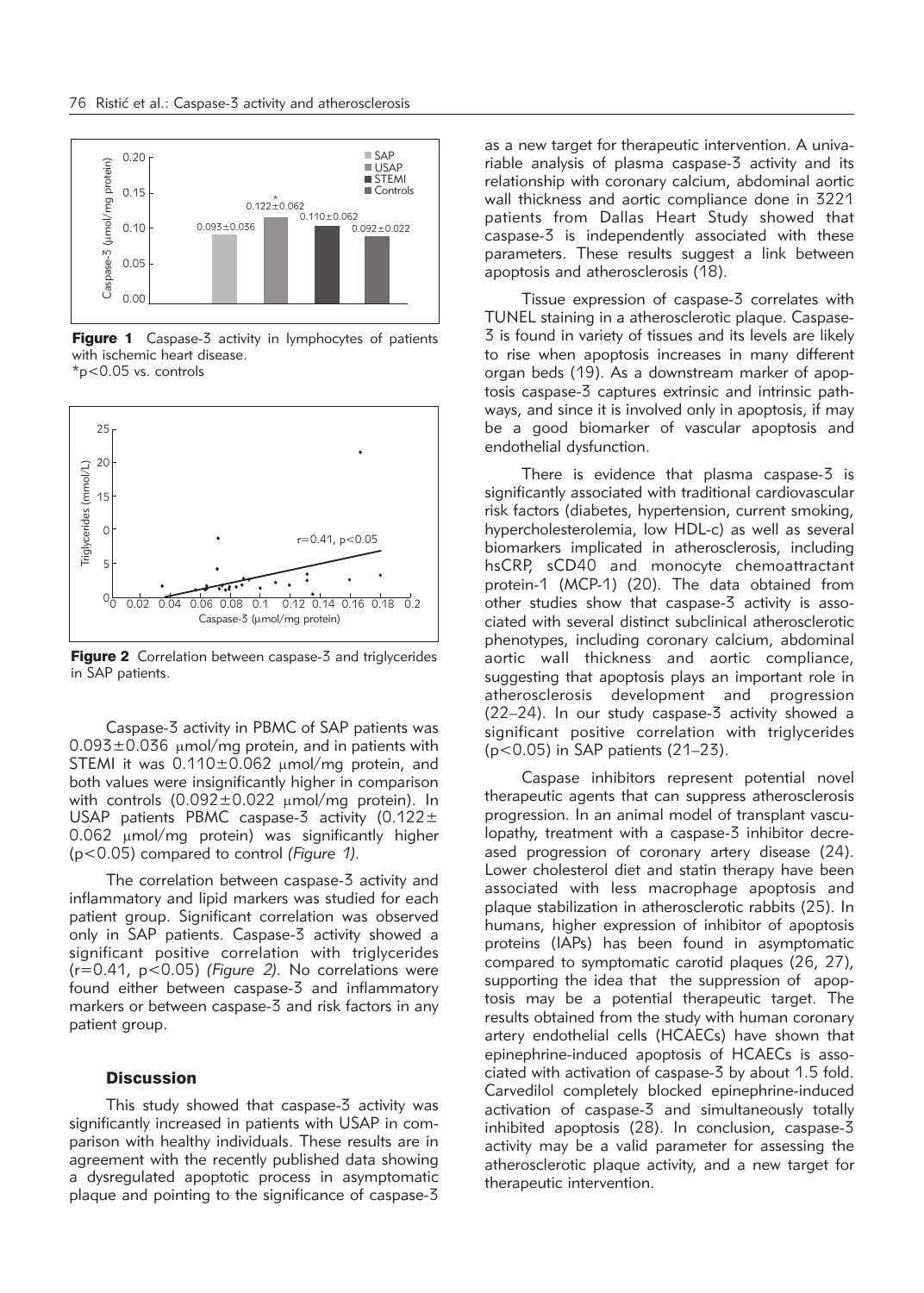Figure 1 Caspase-3 activity in lymphocytes of patients with ischemic heart disease.
*p<0.05 vs. controls

Figure 2 Correlation between caspase-3 and triglycerides in SAP patients.

Caspase-3 activity in PBMC of SAP patients was 0.093±0.036 μmol/mg protein, and in patients with STEMI it was 0.110±0.062 μmol/mg protein, and both values were insignificantly higher in comparison with controls (0.092±0.022 μmol/mg protein). In USAP patients PBMC caspase-3 activity (0.122±0.062 μmol/mg protein) was significantly higher ($p<0.05$) compared to control *(Figure 1)*.

The correlation between caspase-3 activity and inflammatory and lipid markers was studied for each patient group. Significant correlation was observed only in SAP patients. Caspase-3 activity showed a significant positive correlation with triglycerides ($r=0.41$, $p<0.05$) *(Figure 2)*. No correlations were found either between caspase-3 and inflammatory markers or between caspase-3 and risk factors in any patient group.

## Discussion

This study showed that caspase-3 activity was significantly increased in patients with USAP in comparison with healthy individuals. These results are in agreement with the recently published data showing a dysregulated apoptotic process in asymptomatic plaque and pointing to the significance of caspase-3 as a new target for therapeutic intervention. A univariable analysis of plasma caspase-3 activity and its relationship with coronary calcium, abdominal aortic wall thickness and aortic compliance done in 3221 patients from Dallas Heart Study showed that caspase-3 is independently associated with these parameters. These results suggest a link between apoptosis and atherosclerosis (18).

Tissue expression of caspase-3 correlates with TUNEL staining in a atherosclerotic plaque. Caspase-3 is found in variety of tissues and its levels are likely to rise when apoptosis increases in many different organ beds (19). As a downstream marker of apoptosis caspase-3 captures extrinsic and intrinsic pathways, and since it is involved only in apoptosis, if may be a good biomarker of vascular apoptosis and endothelial dysfunction.

There is evidence that plasma caspase-3 is significantly associated with traditional cardiovascular risk factors (diabetes, hypertension, current smoking, hypercholesterolemia, low HDL-c) as well as several biomarkers implicated in atherosclerosis, including hsCRP, sCD40 and monocyte chemoattractant protein-1 (MCP-1) (20). The data obtained from other studies show that caspase-3 activity is associated with several distinct subclinical atherosclerotic phenotypes, including coronary calcium, abdominal aortic wall thickness and aortic compliance, suggesting that apoptosis plays an important role in atherosclerosis development and progression (22–24). In our study caspase-3 activity showed a significant positive correlation with triglycerides ($p<0.05$) in SAP patients (21–23).

Caspase inhibitors represent potential novel therapeutic agents that can suppress atherosclerosis progression. In an animal model of transplant vasculopathy, treatment with a caspase-3 inhibitor decreased progression of coronary artery disease (24). Lower cholesterol diet and statin therapy have been associated with less macrophage apoptosis and plaque stabilization in atherosclerotic rabbits (25). In humans, higher expression of inhibitor of apoptosis proteins (IAPs) has been found in asymptomatic compared to symptomatic carotid plaques (26, 27), supporting the idea that the suppression of apoptosis may be a potential therapeutic target. The results obtained from the study with human coronary artery endothelial cells (HCAECs) have shown that epinephrine-induced apoptosis of HCAECs is associated with activation of caspase-3 by about 1.5 fold. Carvedilol completely blocked epinephrine-induced activation of caspase-3 and simultaneously totally inhibited apoptosis (28). In conclusion, caspase-3 activity may be a valid parameter for assessing the atherosclerotic plaque activity, and a new target for therapeutic intervention.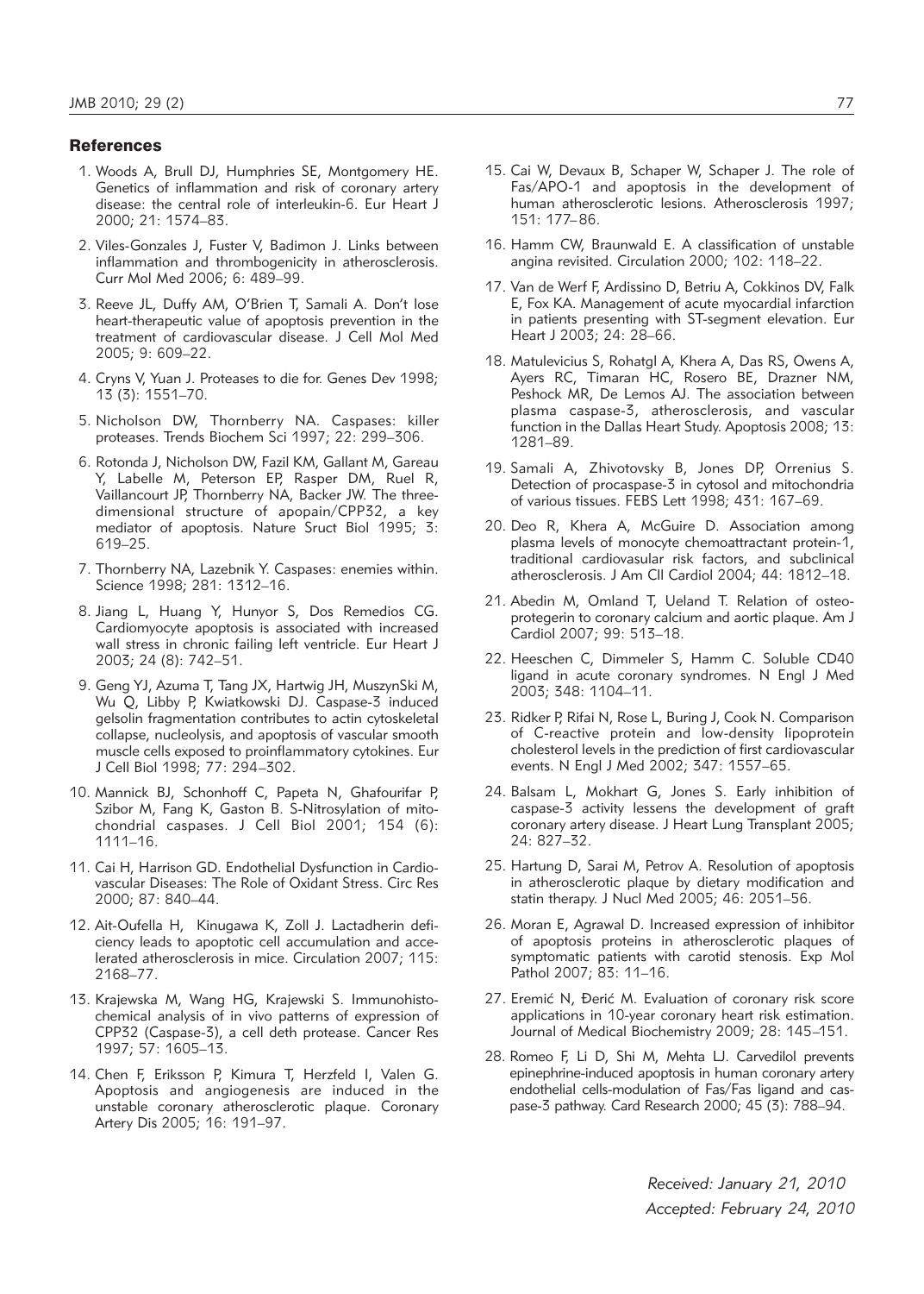## References

1. Woods A, Brull DJ, Humphries SE, Montgomery HE. Genetics of inflammation and risk of coronary artery disease: the central role of interleukin-6. Eur Heart J 2000; 21: 1574–83.
2. Viles-Gonzales J, Fuster V, Badimon J. Links between inflammation and thrombogenicity in atherosclerosis. Curr Mol Med 2006; 6: 489–99.
3. Reeve JL, Duffy AM, O'Brien T, Samali A. Don't lose heart-therapeutic value of apoptosis prevention in the treatment of cardiovascular disease. J Cell Mol Med 2005; 9: 609–22.
4. Cryns V, Yuan J. Proteases to die for. Genes Dev 1998; 13 (3): 1551–70.
5. Nicholson DW, Thornberry NA. Caspases: killer proteases. Trends Biochem Sci 1997; 22: 299–306.
6. Rotonda J, Nicholson DW, Fazil KM, Gallant M, Gareau Y, Labelle M, Peterson EP, Rasper DM, Ruel R, Vaillancourt JP, Thornberry NA, Backer JW. The three-dimensional structure of apopain/CPP32, a key mediator of apoptosis. Nature Sruct Biol 1995; 3: 619–25.
7. Thornberry NA, Lazebnik Y. Caspases: enemies within. Science 1998; 281: 1312–16.
8. Jiang L, Huang Y, Hunyor S, Dos Remedios CG. Cardiomyocyte apoptosis is associated with increased wall stress in chronic failing left ventricle. Eur Heart J 2003; 24 (8): 742–51.
9. Geng YJ, Azuma T, Tang JX, Hartwig JH, MuszynSki M, Wu Q, Libby P, Kwiatkowski DJ. Caspase-3 induced gelsolin fragmentation contributes to actin cytoskeletal collapse, nucleolysis, and apoptosis of vascular smooth muscle cells exposed to proinflammatory cytokines. Eur J Cell Biol 1998; 77: 294–302.
10. Mannick BJ, Schonhoff C, Papeta N, Ghafourifar P, Szibor M, Fang K, Gaston B. S-Nitrosylation of mitochondrial caspases. J Cell Biol 2001; 154 (6): 1111–16.
11. Cai H, Harrison GD. Endothelial Dysfunction in Cardiovascular Diseases: The Role of Oxidant Stress. Circ Res 2000; 87: 840–44.
12. Ait-Oufella H, Kinugawa K, Zoll J. Lactadherin deficiency leads to apoptotic cell accumulation and accelerated atherosclerosis in mice. Circulation 2007; 115: 2168–77.
13. Krajewska M, Wang HG, Krajewski S. Immunohistochemical analysis of in vivo patterns of expression of CPP32 (Caspase-3), a cell deth protease. Cancer Res 1997; 57: 1605–13.
14. Chen F, Eriksson P, Kimura T, Herzfeld I, Valen G. Apoptosis and angiogenesis are induced in the unstable coronary atherosclerotic plaque. Coronary Artery Dis 2005; 16: 191–97.
15. Cai W, Devaux B, Schaper W, Schaper J. The role of Fas/APO-1 and apoptosis in the development of human atherosclerotic lesions. Atherosclerosis 1997; 151: 177–86.
16. Hamm CW, Braunwald E. A classification of unstable angina revisited. Circulation 2000; 102: 118–22.
17. Van de Werf F, Ardissino D, Betriu A, Cokkinos DV, Falk E, Fox KA. Management of acute myocardial infarction in patients presenting with ST-segment elevation. Eur Heart J 2003; 24: 28–66.
18. Matulevicius S, Rohatgl A, Khera A, Das RS, Owens A, Ayers RC, Timaran HC, Rosero BE, Drazner NM, Peshock MR, De Lemos AJ. The association between plasma caspase-3, atherosclerosis, and vascular function in the Dallas Heart Study. Apoptosis 2008; 13: 1281–89.
19. Samali A, Zhivotovsky B, Jones DP, Orrenius S. Detection of procaspase-3 in cytosol and mitochondria of various tissues. FEBS Lett 1998; 431: 167–69.
20. Deo R, Khera A, McGuire D. Association among plasma levels of monocyte chemoattractant protein-1, traditional cardiovasular risk factors, and subclinical atherosclerosis. J Am Cll Cardiol 2004; 44: 1812–18.
21. Abedin M, Omland T, Ueland T. Relation of osteoprotegerin to coronary calcium and aortic plaque. Am J Cardiol 2007; 99: 513–18.
22. Heeschen C, Dimmeler S, Hamm C. Soluble CD40 ligand in acute coronary syndromes. N Engl J Med 2003; 348: 1104–11.
23. Ridker P, Rifai N, Rose L, Buring J, Cook N. Comparison of C-reactive protein and low-density lipoprotein cholesterol levels in the prediction of first cardiovascular events. N Engl J Med 2002; 347: 1557–65.
24. Balsam L, Mokhart G, Jones S. Early inhibition of caspase-3 activity lessens the development of graft coronary artery disease. J Heart Lung Transplant 2005; 24: 827–32.
25. Hartung D, Sarai M, Petrov A. Resolution of apoptosis in atherosclerotic plaque by dietary modification and statin therapy. J Nucl Med 2005; 46: 2051–56.
26. Moran E, Agrawal D. Increased expression of inhibitor of apoptosis proteins in atherosclerotic plaques of symptomatic patients with carotid stenosis. Exp Mol Pathol 2007; 83: 11–16.
27. Eremić N, Đerić M. Evaluation of coronary risk score applications in 10-year coronary heart risk estimation. Journal of Medical Biochemistry 2009; 28: 145–151.
28. Romeo F, Li D, Shi M, Mehta LJ. Carvedilol prevents epinephrine-induced apoptosis in human coronary artery endothelial cells-modulation of Fas/Fas ligand and caspase-3 pathway. Card Research 2000; 45 (3): 788–94.

*Received: January 21, 2010*
*Accepted: February 24, 2010*